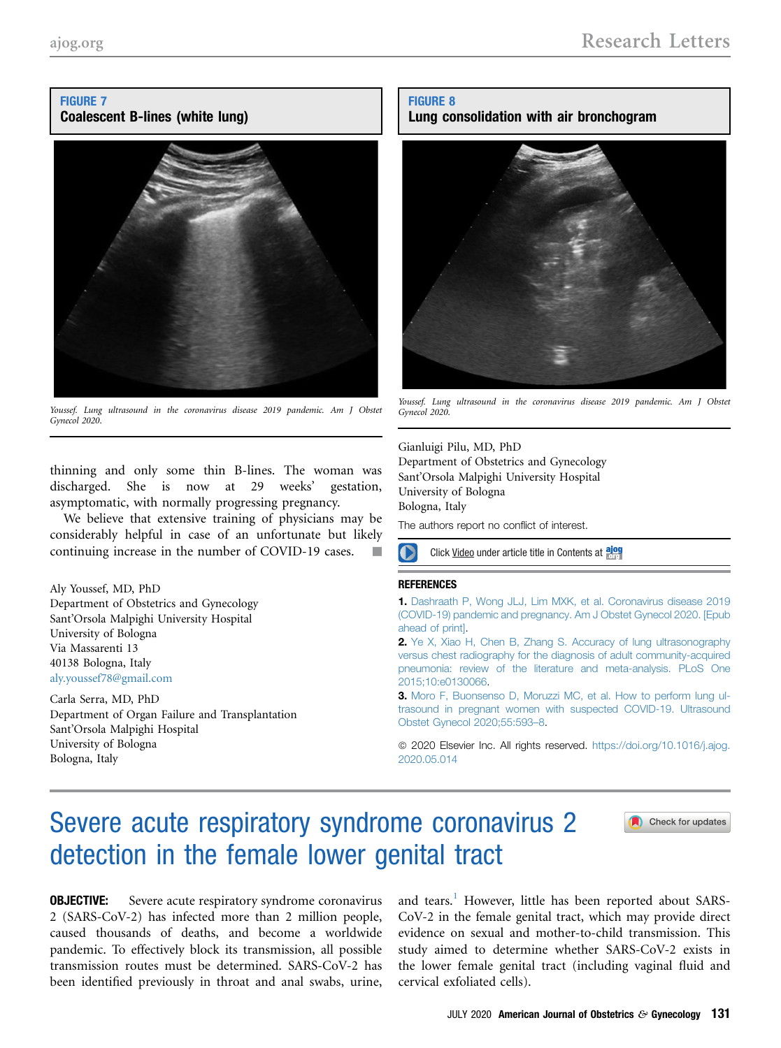**FIGURE 7**
**Coalescent B-lines (white lung)**

*Youssef. Lung ultrasound in the coronavirus disease 2019 pandemic. Am J Obstet Gynecol 2020.*

**FIGURE 8**
**Lung consolidation with air bronchogram**

*Youssef. Lung ultrasound in the coronavirus disease 2019 pandemic. Am J Obstet Gynecol 2020.*

thinning and only some thin B-lines. The woman was discharged. She is now at 29 weeks' gestation, asymptomatic, with normally progressing pregnancy.

We believe that extensive training of physicians may be considerably helpful in case of an unfortunate but likely continuing increase in the number of COVID-19 cases. ■

Aly Youssef, MD, PhD
Department of Obstetrics and Gynecology
Sant'Orsola Malpighi University Hospital
University of Bologna
Via Massarenti 13
40138 Bologna, Italy
aly.youssef78@gmail.com

Carla Serra, MD, PhD
Department of Organ Failure and Transplantation
Sant'Orsola Malpighi Hospital
University of Bologna
Bologna, Italy

Gianluigi Pilu, MD, PhD
Department of Obstetrics and Gynecology
Sant'Orsola Malpighi University Hospital
University of Bologna
Bologna, Italy

The authors report no conflict of interest.

Click Video under article title in Contents at ajog.org

**REFERENCES**

1. Dashraath P, Wong JLJ, Lim MXK, et al. Coronavirus disease 2019 (COVID-19) pandemic and pregnancy. Am J Obstet Gynecol 2020. [Epub ahead of print].
2. Ye X, Xiao H, Chen B, Zhang S. Accuracy of lung ultrasonography versus chest radiography for the diagnosis of adult community-acquired pneumonia: review of the literature and meta-analysis. PLoS One 2015;10:e0130066.
3. Moro F, Buonsenso D, Moruzzi MC, et al. How to perform lung ultrasound in pregnant women with suspected COVID-19. Ultrasound Obstet Gynecol 2020;55:593–8.

© 2020 Elsevier Inc. All rights reserved. https://doi.org/10.1016/j.ajog.2020.05.014

# Severe acute respiratory syndrome coronavirus 2 detection in the female lower genital tract

**OBJECTIVE:** Severe acute respiratory syndrome coronavirus 2 (SARS-CoV-2) has infected more than 2 million people, caused thousands of deaths, and become a worldwide pandemic. To effectively block its transmission, all possible transmission routes must be determined. SARS-CoV-2 has been identified previously in throat and anal swabs, urine, and tears.[1] However, little has been reported about SARS-CoV-2 in the female genital tract, which may provide direct evidence on sexual and mother-to-child transmission. This study aimed to determine whether SARS-CoV-2 exists in the lower female genital tract (including vaginal fluid and cervical exfoliated cells).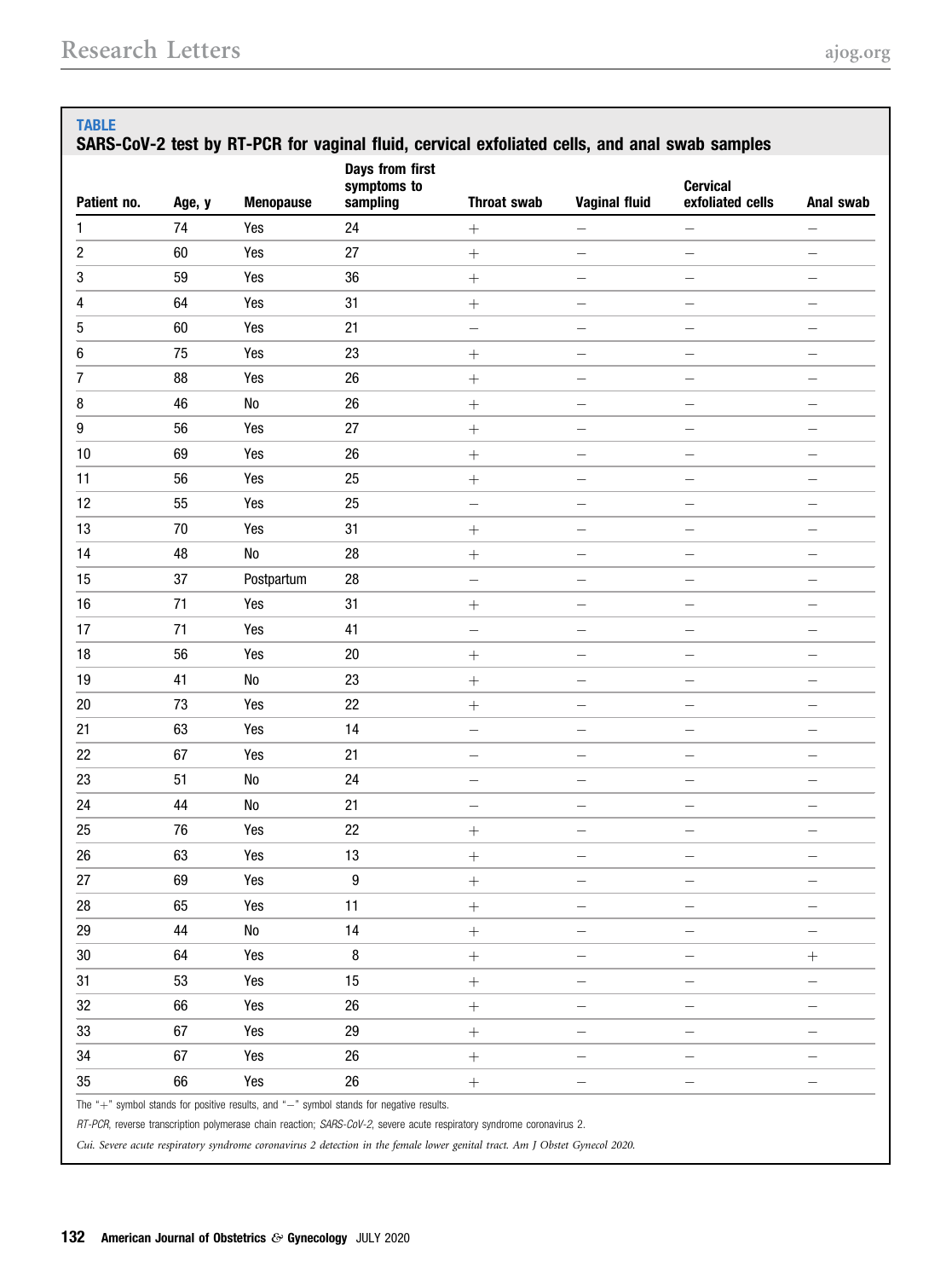**TABLE**

**SARS-CoV-2 test by RT-PCR for vaginal fluid, cervical exfoliated cells, and anal swab samples**

| Patient no. | Age, y | Menopause | Days from first symptoms to sampling | Throat swab | Vaginal fluid | Cervical exfoliated cells | Anal swab |
|---|---|---|---|---|---|---|---|
| 1 | 74 | Yes | 24 | + | − | − | − |
| 2 | 60 | Yes | 27 | + | − | − | − |
| 3 | 59 | Yes | 36 | + | − | − | − |
| 4 | 64 | Yes | 31 | + | − | − | − |
| 5 | 60 | Yes | 21 | − | − | − | − |
| 6 | 75 | Yes | 23 | + | − | − | − |
| 7 | 88 | Yes | 26 | + | − | − | − |
| 8 | 46 | No | 26 | + | − | − | − |
| 9 | 56 | Yes | 27 | + | − | − | − |
| 10 | 69 | Yes | 26 | + | − | − | − |
| 11 | 56 | Yes | 25 | + | − | − | − |
| 12 | 55 | Yes | 25 | − | − | − | − |
| 13 | 70 | Yes | 31 | + | − | − | − |
| 14 | 48 | No | 28 | + | − | − | − |
| 15 | 37 | Postpartum | 28 | − | − | − | − |
| 16 | 71 | Yes | 31 | + | − | − | − |
| 17 | 71 | Yes | 41 | − | − | − | − |
| 18 | 56 | Yes | 20 | + | − | − | − |
| 19 | 41 | No | 23 | + | − | − | − |
| 20 | 73 | Yes | 22 | + | − | − | − |
| 21 | 63 | Yes | 14 | − | − | − | − |
| 22 | 67 | Yes | 21 | − | − | − | − |
| 23 | 51 | No | 24 | − | − | − | − |
| 24 | 44 | No | 21 | − | − | − | − |
| 25 | 76 | Yes | 22 | + | − | − | − |
| 26 | 63 | Yes | 13 | + | − | − | − |
| 27 | 69 | Yes | 9 | + | − | − | − |
| 28 | 65 | Yes | 11 | + | − | − | − |
| 29 | 44 | No | 14 | + | − | − | − |
| 30 | 64 | Yes | 8 | + | − | − | + |
| 31 | 53 | Yes | 15 | + | − | − | − |
| 32 | 66 | Yes | 26 | + | − | − | − |
| 33 | 67 | Yes | 29 | + | − | − | − |
| 34 | 67 | Yes | 26 | + | − | − | − |
| 35 | 66 | Yes | 26 | + | − | − | − |

The "+" symbol stands for positive results, and "−" symbol stands for negative results.

*RT-PCR*, reverse transcription polymerase chain reaction; *SARS-CoV-2*, severe acute respiratory syndrome coronavirus 2.

*Cui. Severe acute respiratory syndrome coronavirus 2 detection in the female lower genital tract. Am J Obstet Gynecol 2020.*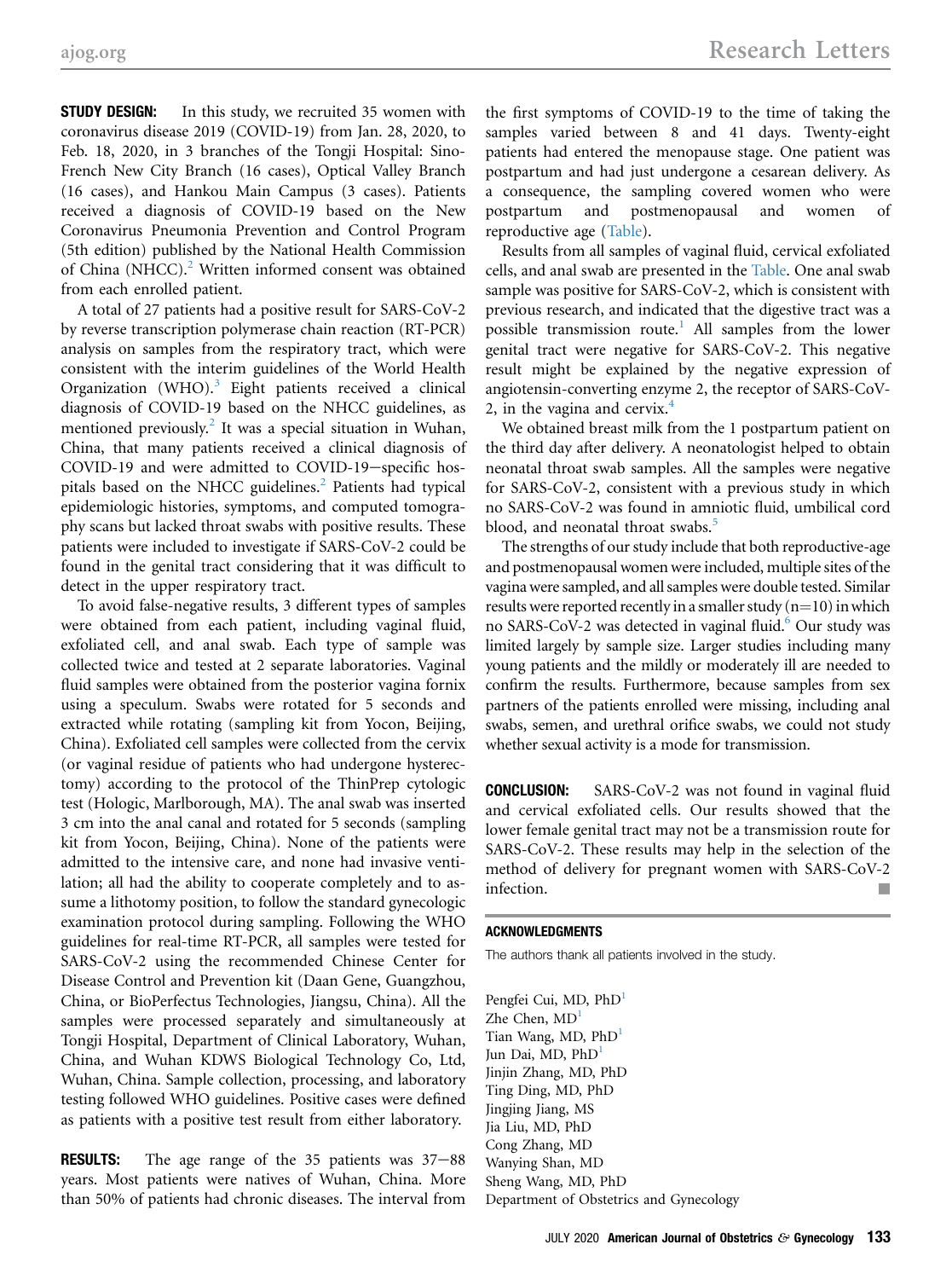**STUDY DESIGN:** In this study, we recruited 35 women with coronavirus disease 2019 (COVID-19) from Jan. 28, 2020, to Feb. 18, 2020, in 3 branches of the Tongji Hospital: Sino-French New City Branch (16 cases), Optical Valley Branch (16 cases), and Hankou Main Campus (3 cases). Patients received a diagnosis of COVID-19 based on the New Coronavirus Pneumonia Prevention and Control Program (5th edition) published by the National Health Commission of China (NHCC).[2] Written informed consent was obtained from each enrolled patient.

A total of 27 patients had a positive result for SARS-CoV-2 by reverse transcription polymerase chain reaction (RT-PCR) analysis on samples from the respiratory tract, which were consistent with the interim guidelines of the World Health Organization (WHO).[3] Eight patients received a clinical diagnosis of COVID-19 based on the NHCC guidelines, as mentioned previously.[2] It was a special situation in Wuhan, China, that many patients received a clinical diagnosis of COVID-19 and were admitted to COVID-19–specific hospitals based on the NHCC guidelines.[2] Patients had typical epidemiologic histories, symptoms, and computed tomography scans but lacked throat swabs with positive results. These patients were included to investigate if SARS-CoV-2 could be found in the genital tract considering that it was difficult to detect in the upper respiratory tract.

To avoid false-negative results, 3 different types of samples were obtained from each patient, including vaginal fluid, exfoliated cell, and anal swab. Each type of sample was collected twice and tested at 2 separate laboratories. Vaginal fluid samples were obtained from the posterior vagina fornix using a speculum. Swabs were rotated for 5 seconds and extracted while rotating (sampling kit from Yocon, Beijing, China). Exfoliated cell samples were collected from the cervix (or vaginal residue of patients who had undergone hysterectomy) according to the protocol of the ThinPrep cytologic test (Hologic, Marlborough, MA). The anal swab was inserted 3 cm into the anal canal and rotated for 5 seconds (sampling kit from Yocon, Beijing, China). None of the patients were admitted to the intensive care, and none had invasive ventilation; all had the ability to cooperate completely and to assume a lithotomy position, to follow the standard gynecologic examination protocol during sampling. Following the WHO guidelines for real-time RT-PCR, all samples were tested for SARS-CoV-2 using the recommended Chinese Center for Disease Control and Prevention kit (Daan Gene, Guangzhou, China, or BioPerfectus Technologies, Jiangsu, China). All the samples were processed separately and simultaneously at Tongji Hospital, Department of Clinical Laboratory, Wuhan, China, and Wuhan KDWS Biological Technology Co, Ltd, Wuhan, China. Sample collection, processing, and laboratory testing followed WHO guidelines. Positive cases were defined as patients with a positive test result from either laboratory.

**RESULTS:** The age range of the 35 patients was 37–88 years. Most patients were natives of Wuhan, China. More than 50% of patients had chronic diseases. The interval from the first symptoms of COVID-19 to the time of taking the samples varied between 8 and 41 days. Twenty-eight patients had entered the menopause stage. One patient was postpartum and had just undergone a cesarean delivery. As a consequence, the sampling covered women who were postpartum and postmenopausal and women of reproductive age (Table).

Results from all samples of vaginal fluid, cervical exfoliated cells, and anal swab are presented in the Table. One anal swab sample was positive for SARS-CoV-2, which is consistent with previous research, and indicated that the digestive tract was a possible transmission route.[1] All samples from the lower genital tract were negative for SARS-CoV-2. This negative result might be explained by the negative expression of angiotensin-converting enzyme 2, the receptor of SARS-CoV-2, in the vagina and cervix.[4]

We obtained breast milk from the 1 postpartum patient on the third day after delivery. A neonatologist helped to obtain neonatal throat swab samples. All the samples were negative for SARS-CoV-2, consistent with a previous study in which no SARS-CoV-2 was found in amniotic fluid, umbilical cord blood, and neonatal throat swabs.[5]

The strengths of our study include that both reproductive-age and postmenopausal women were included, multiple sites of the vagina were sampled, and all samples were double tested. Similar results were reported recently in a smaller study (n=10) in which no SARS-CoV-2 was found in vaginal fluid.[6] Our study was limited largely by sample size. Larger studies including many young patients and the mildly or moderately ill are needed to confirm the results. Furthermore, because samples from sex partners of the patients enrolled were missing, including anal swabs, semen, and urethral orifice swabs, we could not study whether sexual activity is a mode for transmission.

**CONCLUSION:** SARS-CoV-2 was not found in vaginal fluid and cervical exfoliated cells. Our results showed that the lower female genital tract may not be a transmission route for SARS-CoV-2. These results may help in the selection of the method of delivery for pregnant women with SARS-CoV-2 infection.

#### ACKNOWLEDGMENTS

The authors thank all patients involved in the study.

Pengfei Cui, MD, PhD[1]
Zhe Chen, MD[1]
Tian Wang, MD, PhD[1]
Jun Dai, MD, PhD[1]
Jinjin Zhang, MD, PhD
Ting Ding, MD, PhD
Jingjing Jiang, MS
Jia Liu, MD, PhD
Cong Zhang, MD
Wanying Shan, MD
Sheng Wang, MD, PhD
Department of Obstetrics and Gynecology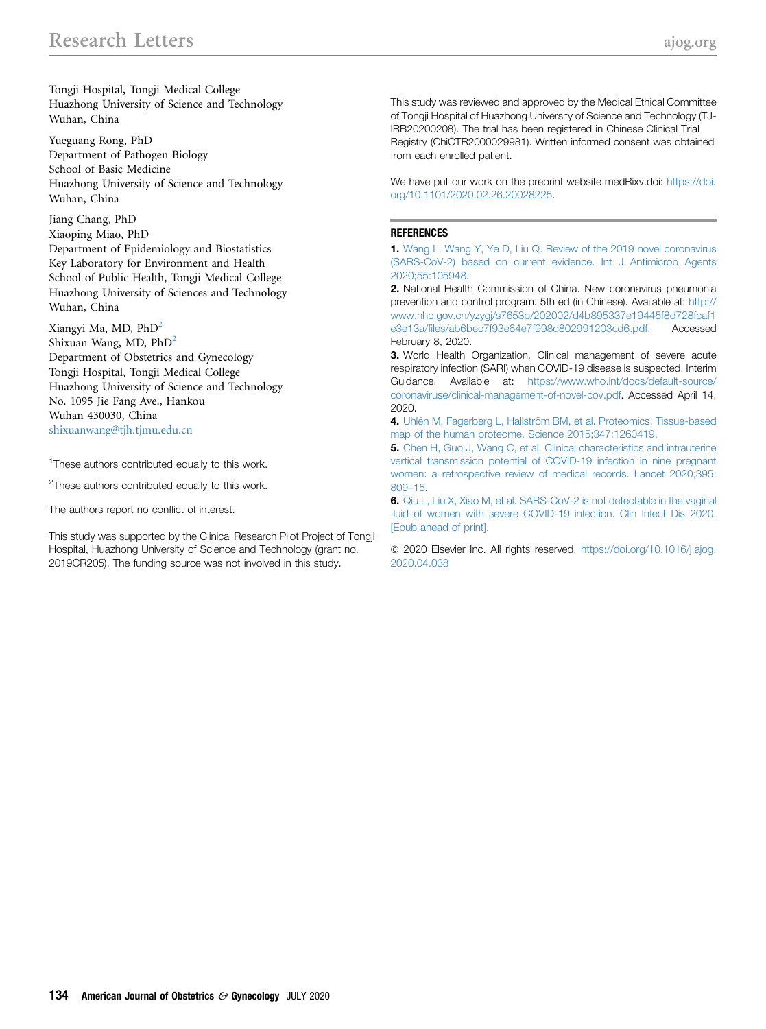Tongji Hospital, Tongji Medical College
Huazhong University of Science and Technology
Wuhan, China

Yueguang Rong, PhD
Department of Pathogen Biology
School of Basic Medicine
Huazhong University of Science and Technology
Wuhan, China

Jiang Chang, PhD
Xiaoping Miao, PhD
Department of Epidemiology and Biostatistics
Key Laboratory for Environment and Health
School of Public Health, Tongji Medical College
Huazhong University of Sciences and Technology
Wuhan, China

Xiangyi Ma, MD, PhD[2]
Shixuan Wang, MD, PhD[2]
Department of Obstetrics and Gynecology
Tongji Hospital, Tongji Medical College
Huazhong University of Science and Technology
No. 1095 Jie Fang Ave., Hankou
Wuhan 430030, China
shixuanwang@tjh.tjmu.edu.cn

[1]These authors contributed equally to this work.

[2]These authors contributed equally to this work.

The authors report no conflict of interest.

This study was supported by the Clinical Research Pilot Project of Tongji Hospital, Huazhong University of Science and Technology (grant no. 2019CR205). The funding source was not involved in this study.

This study was reviewed and approved by the Medical Ethical Committee of Tongji Hospital of Huazhong University of Science and Technology (TJ-IRB20200208). The trial has been registered in Chinese Clinical Trial Registry (ChiCTR2000029981). Written informed consent was obtained from each enrolled patient.

We have put our work on the preprint website medRixv.doi: https://doi.org/10.1101/2020.02.26.20028225.

## REFERENCES

**1.** Wang L, Wang Y, Ye D, Liu Q. Review of the 2019 novel coronavirus (SARS-CoV-2) based on current evidence. Int J Antimicrob Agents 2020;55:105948.

**2.** National Health Commission of China. New coronavirus pneumonia prevention and control program. 5th ed (in Chinese). Available at: http://www.nhc.gov.cn/yzygj/s7653p/202002/d4b895337e19445f8d728fcaf1e3e13a/files/ab6bec7f93e64e7f998d802991203cd6.pdf. Accessed February 8, 2020.

**3.** World Health Organization. Clinical management of severe acute respiratory infection (SARI) when COVID-19 disease is suspected. Interim Guidance. Available at: https://www.who.int/docs/default-source/coronaviruse/clinical-management-of-novel-cov.pdf. Accessed April 14, 2020.

**4.** Uhlén M, Fagerberg L, Hallström BM, et al. Proteomics. Tissue-based map of the human proteome. Science 2015;347:1260419.

**5.** Chen H, Guo J, Wang C, et al. Clinical characteristics and intrauterine vertical transmission potential of COVID-19 infection in nine pregnant women: a retrospective review of medical records. Lancet 2020;395:809–15.

**6.** Qiu L, Liu X, Xiao M, et al. SARS-CoV-2 is not detectable in the vaginal fluid of women with severe COVID-19 infection. Clin Infect Dis 2020. [Epub ahead of print].

© 2020 Elsevier Inc. All rights reserved. https://doi.org/10.1016/j.ajog.2020.04.038